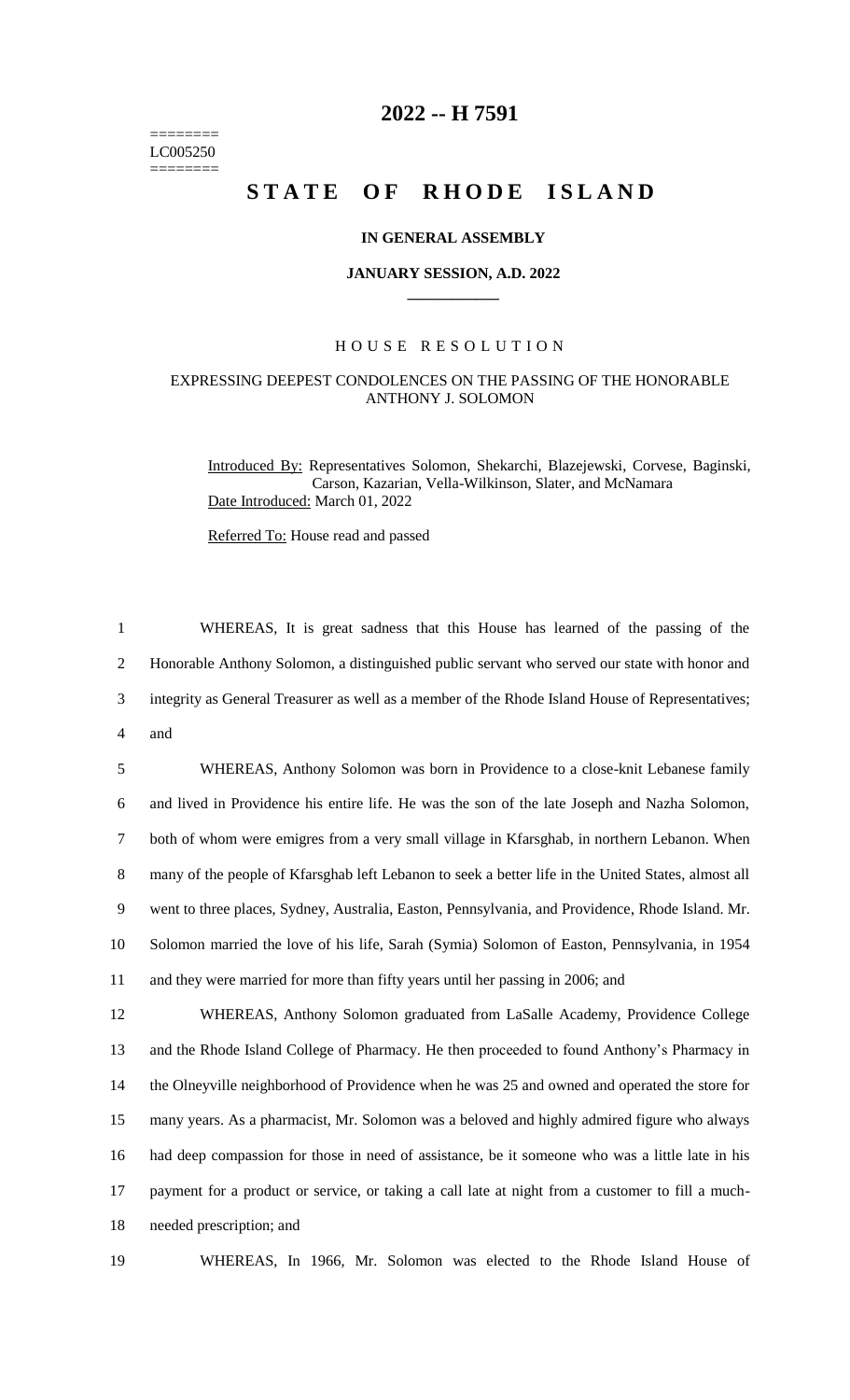========
LC005250
========

# 2022 -- H 7591

# STATE OF RHODE ISLAND

**IN GENERAL ASSEMBLY**

**JANUARY SESSION, A.D. 2022**

H O U S E R E S O L U T I O N

EXPRESSING DEEPEST CONDOLENCES ON THE PASSING OF THE HONORABLE ANTHONY J. SOLOMON

Introduced By: Representatives Solomon, Shekarchi, Blazejewski, Corvese, Baginski, Carson, Kazarian, Vella-Wilkinson, Slater, and McNamara
Date Introduced: March 01, 2022

Referred To: House read and passed

1 WHEREAS, It is great sadness that this House has learned of the passing of the
2 Honorable Anthony Solomon, a distinguished public servant who served our state with honor and
3 integrity as General Treasurer as well as a member of the Rhode Island House of Representatives;
4 and

5 WHEREAS, Anthony Solomon was born in Providence to a close-knit Lebanese family
6 and lived in Providence his entire life. He was the son of the late Joseph and Nazha Solomon,
7 both of whom were emigres from a very small village in Kfarsghab, in northern Lebanon. When
8 many of the people of Kfarsghab left Lebanon to seek a better life in the United States, almost all
9 went to three places, Sydney, Australia, Easton, Pennsylvania, and Providence, Rhode Island. Mr.
10 Solomon married the love of his life, Sarah (Symia) Solomon of Easton, Pennsylvania, in 1954
11 and they were married for more than fifty years until her passing in 2006; and

12 WHEREAS, Anthony Solomon graduated from LaSalle Academy, Providence College
13 and the Rhode Island College of Pharmacy. He then proceeded to found Anthony's Pharmacy in
14 the Olneyville neighborhood of Providence when he was 25 and owned and operated the store for
15 many years. As a pharmacist, Mr. Solomon was a beloved and highly admired figure who always
16 had deep compassion for those in need of assistance, be it someone who was a little late in his
17 payment for a product or service, or taking a call late at night from a customer to fill a much-
18 needed prescription; and

19 WHEREAS, In 1966, Mr. Solomon was elected to the Rhode Island House of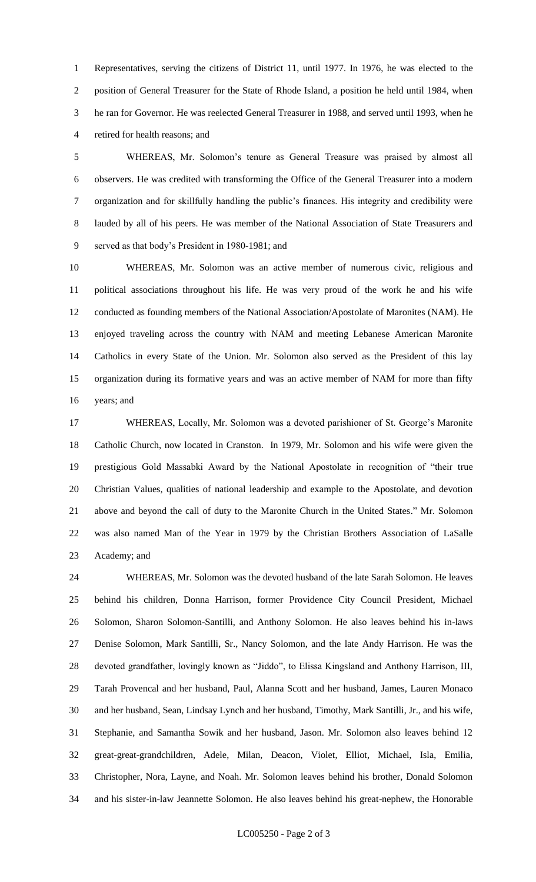Representatives, serving the citizens of District 11, until 1977. In 1976, he was elected to the position of General Treasurer for the State of Rhode Island, a position he held until 1984, when he ran for Governor. He was reelected General Treasurer in 1988, and served until 1993, when he retired for health reasons; and

WHEREAS, Mr. Solomon's tenure as General Treasure was praised by almost all observers. He was credited with transforming the Office of the General Treasurer into a modern organization and for skillfully handling the public's finances. His integrity and credibility were lauded by all of his peers. He was member of the National Association of State Treasurers and served as that body's President in 1980-1981; and

WHEREAS, Mr. Solomon was an active member of numerous civic, religious and political associations throughout his life. He was very proud of the work he and his wife conducted as founding members of the National Association/Apostolate of Maronites (NAM). He enjoyed traveling across the country with NAM and meeting Lebanese American Maronite Catholics in every State of the Union. Mr. Solomon also served as the President of this lay organization during its formative years and was an active member of NAM for more than fifty years; and

WHEREAS, Locally, Mr. Solomon was a devoted parishioner of St. George's Maronite Catholic Church, now located in Cranston. In 1979, Mr. Solomon and his wife were given the prestigious Gold Massabki Award by the National Apostolate in recognition of "their true Christian Values, qualities of national leadership and example to the Apostolate, and devotion above and beyond the call of duty to the Maronite Church in the United States." Mr. Solomon was also named Man of the Year in 1979 by the Christian Brothers Association of LaSalle Academy; and

WHEREAS, Mr. Solomon was the devoted husband of the late Sarah Solomon. He leaves behind his children, Donna Harrison, former Providence City Council President, Michael Solomon, Sharon Solomon-Santilli, and Anthony Solomon. He also leaves behind his in-laws Denise Solomon, Mark Santilli, Sr., Nancy Solomon, and the late Andy Harrison. He was the devoted grandfather, lovingly known as "Jiddo", to Elissa Kingsland and Anthony Harrison, III, Tarah Provencal and her husband, Paul, Alanna Scott and her husband, James, Lauren Monaco and her husband, Sean, Lindsay Lynch and her husband, Timothy, Mark Santilli, Jr., and his wife, Stephanie, and Samantha Sowik and her husband, Jason. Mr. Solomon also leaves behind 12 great-great-grandchildren, Adele, Milan, Deacon, Violet, Elliot, Michael, Isla, Emilia, Christopher, Nora, Layne, and Noah. Mr. Solomon leaves behind his brother, Donald Solomon and his sister-in-law Jeannette Solomon. He also leaves behind his great-nephew, the Honorable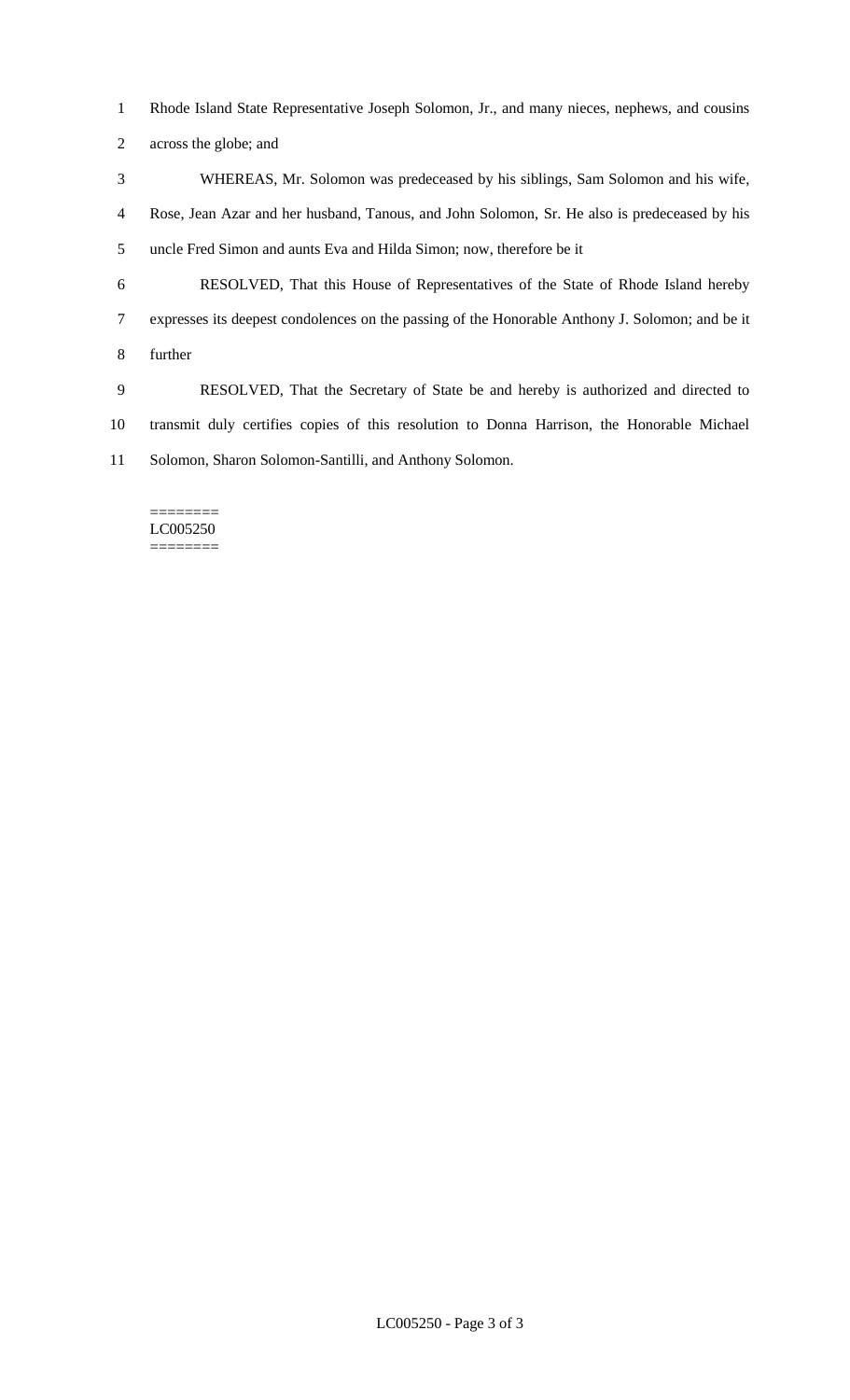Rhode Island State Representative Joseph Solomon, Jr., and many nieces, nephews, and cousins across the globe; and

WHEREAS, Mr. Solomon was predeceased by his siblings, Sam Solomon and his wife, Rose, Jean Azar and her husband, Tanous, and John Solomon, Sr. He also is predeceased by his uncle Fred Simon and aunts Eva and Hilda Simon; now, therefore be it

RESOLVED, That this House of Representatives of the State of Rhode Island hereby expresses its deepest condolences on the passing of the Honorable Anthony J. Solomon; and be it further

RESOLVED, That the Secretary of State be and hereby is authorized and directed to transmit duly certifies copies of this resolution to Donna Harrison, the Honorable Michael Solomon, Sharon Solomon-Santilli, and Anthony Solomon.

========
LC005250
========